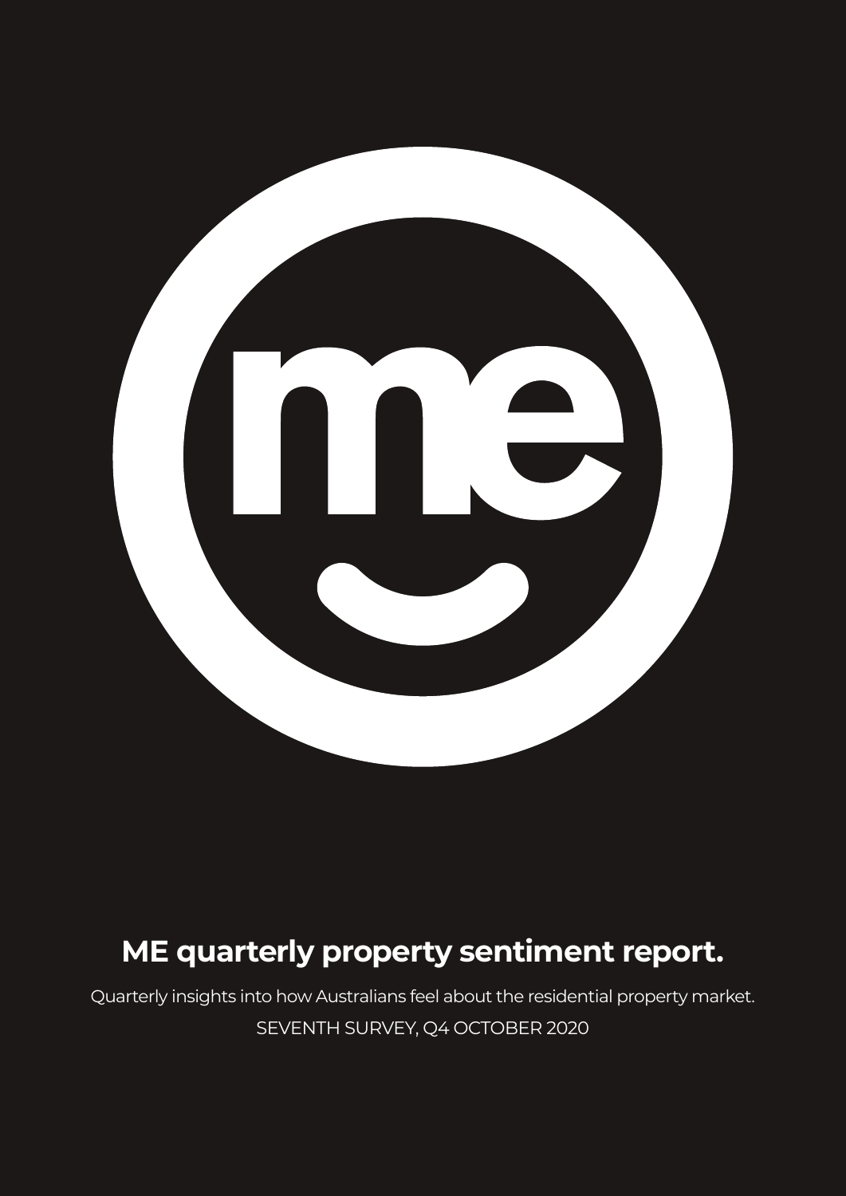# ME quarterly property sentiment report.

Quarterly insights into how Australians feel about the residential property market.

SEVENTH SURVEY, Q4 OCTOBER 2020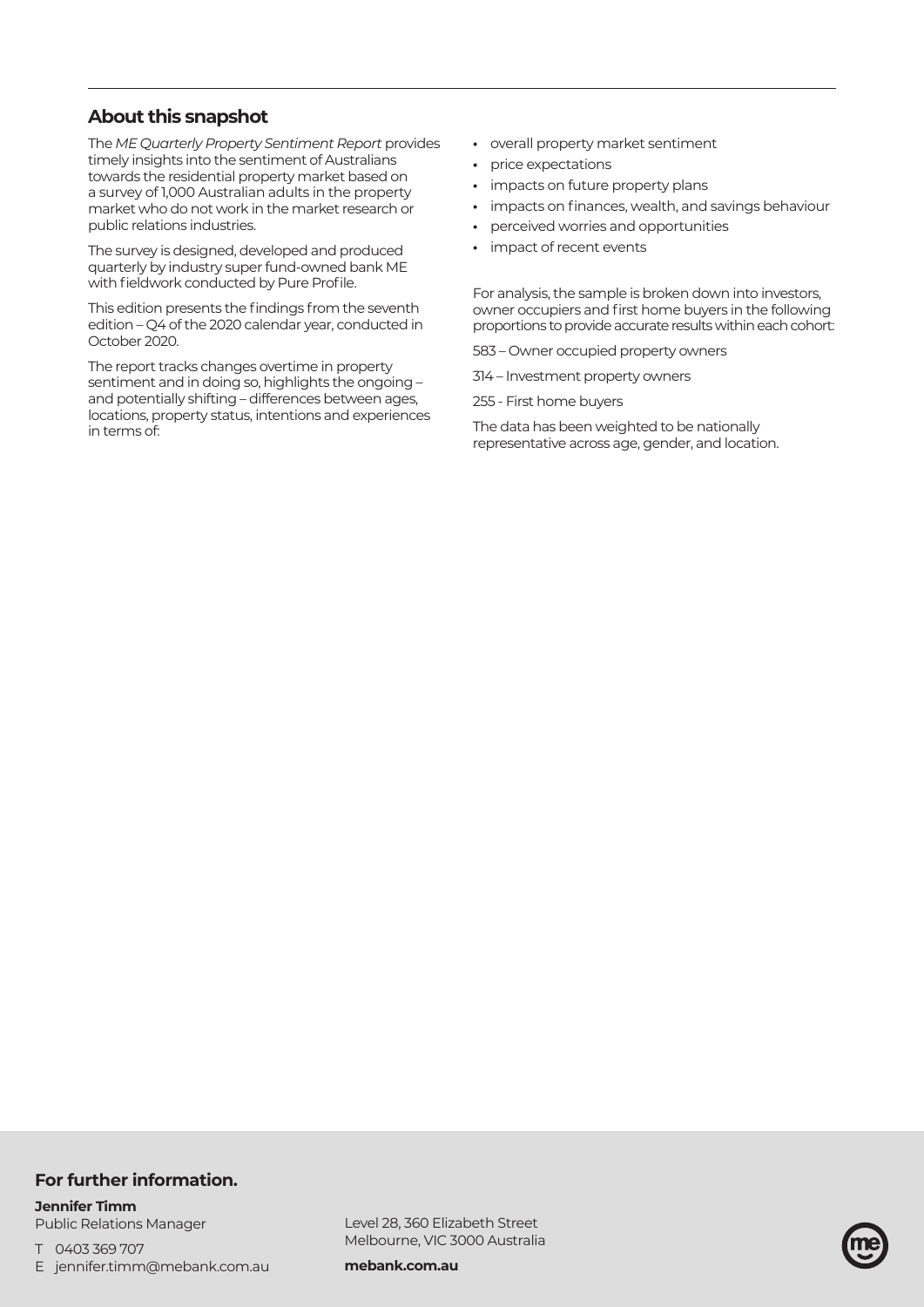## About this snapshot

The *ME Quarterly Property Sentiment Report* provides timely insights into the sentiment of Australians towards the residential property market based on a survey of 1,000 Australian adults in the property market who do not work in the market research or public relations industries.

The survey is designed, developed and produced quarterly by industry super fund-owned bank ME with fieldwork conducted by Pure Profile.

This edition presents the findings from the seventh edition – Q4 of the 2020 calendar year, conducted in October 2020.

The report tracks changes overtime in property sentiment and in doing so, highlights the ongoing – and potentially shifting – differences between ages, locations, property status, intentions and experiences in terms of:

- overall property market sentiment
- price expectations
- impacts on future property plans
- impacts on finances, wealth, and savings behaviour
- perceived worries and opportunities
- impact of recent events

For analysis, the sample is broken down into investors, owner occupiers and first home buyers in the following proportions to provide accurate results within each cohort:

583 – Owner occupied property owners

314 – Investment property owners

255 - First home buyers

The data has been weighted to be nationally representative across age, gender, and location.

### For further information.

**Jennifer Timm**
Public Relations Manager

T 0403 369 707

E jennifer.timm@mebank.com.au

Level 28, 360 Elizabeth Street
Melbourne, VIC 3000 Australia

**mebank.com.au**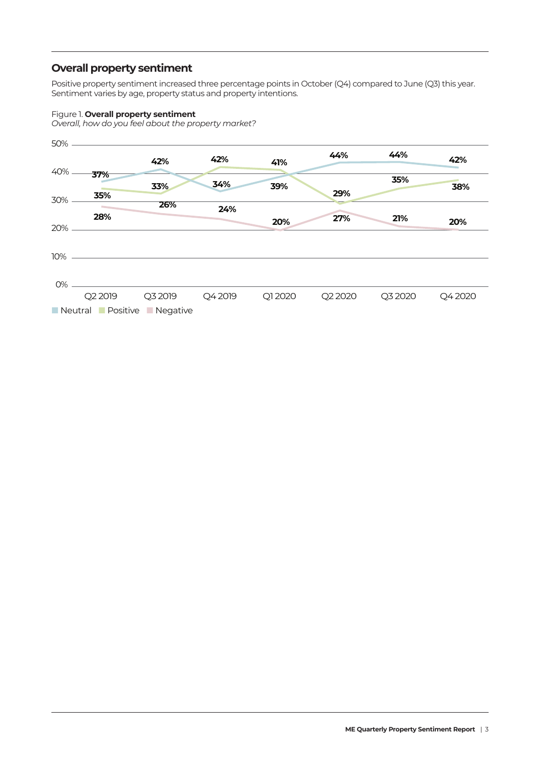## Overall property sentiment

Positive property sentiment increased three percentage points in October (Q4) compared to June (Q3) this year. Sentiment varies by age, property status and property intentions.

Figure 1. **Overall property sentiment**
*Overall, how do you feel about the property market?*

| | Q2 2019 | Q3 2019 | Q4 2019 | Q1 2020 | Q2 2020 | Q3 2020 | Q4 2020 |
|---|---|---|---|---|---|---|---|
| Neutral | 37% | 42% | 34% | 39% | 44% | 44% | 42% |
| Positive | 35% | 33% | 42% | 41% | 29% | 35% | 38% |
| Negative | 28% | 26% | 24% | 20% | 27% | 21% | 20% |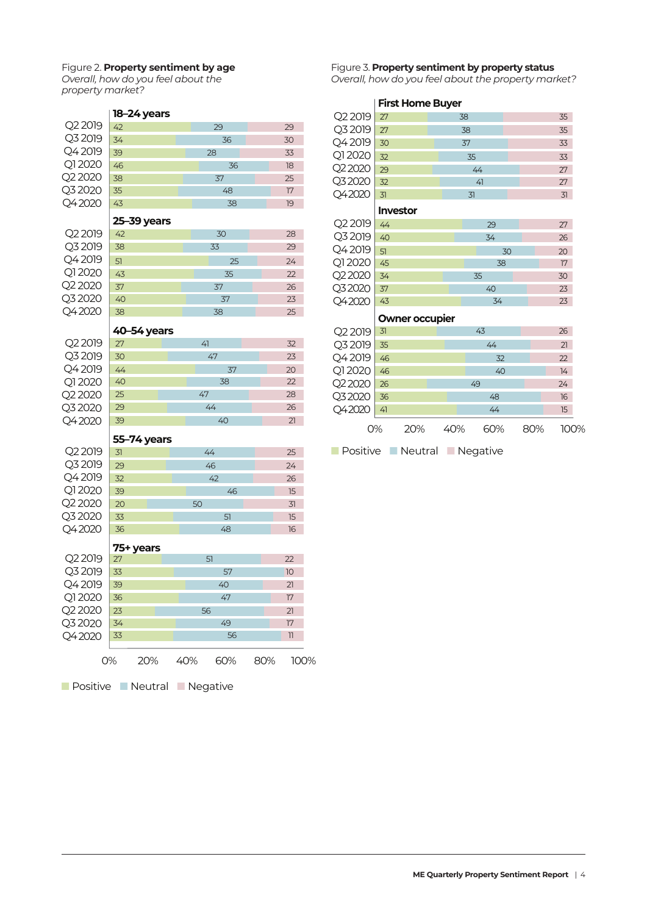Figure 2. **Property sentiment by age**
*Overall, how do you feel about the property market?*

**18–24 years**

| Quarter | Positive | Neutral | Negative |
|---|---|---|---|
| Q2 2019 | 42 | 29 | 29 |
| Q3 2019 | 34 | 36 | 30 |
| Q4 2019 | 39 | 28 | 33 |
| Q1 2020 | 46 | 36 | 18 |
| Q2 2020 | 38 | 37 | 25 |
| Q3 2020 | 35 | 48 | 17 |
| Q4 2020 | 43 | 38 | 19 |

**25–39 years**

| Quarter | Positive | Neutral | Negative |
|---|---|---|---|
| Q2 2019 | 42 | 30 | 28 |
| Q3 2019 | 38 | 33 | 29 |
| Q4 2019 | 51 | 25 | 24 |
| Q1 2020 | 43 | 35 | 22 |
| Q2 2020 | 37 | 37 | 26 |
| Q3 2020 | 40 | 37 | 23 |
| Q4 2020 | 38 | 38 | 25 |

**40–54 years**

| Quarter | Positive | Neutral | Negative |
|---|---|---|---|
| Q2 2019 | 27 | 41 | 32 |
| Q3 2019 | 30 | 47 | 23 |
| Q4 2019 | 44 | 37 | 20 |
| Q1 2020 | 40 | 38 | 22 |
| Q2 2020 | 25 | 47 | 28 |
| Q3 2020 | 29 | 44 | 26 |
| Q4 2020 | 39 | 40 | 21 |

**55–74 years**

| Quarter | Positive | Neutral | Negative |
|---|---|---|---|
| Q2 2019 | 31 | 44 | 25 |
| Q3 2019 | 29 | 46 | 24 |
| Q4 2019 | 32 | 42 | 26 |
| Q1 2020 | 39 | 46 | 15 |
| Q2 2020 | 20 | 50 | 31 |
| Q3 2020 | 33 | 51 | 15 |
| Q4 2020 | 36 | 48 | 16 |

**75+ years**

| Quarter | Positive | Neutral | Negative |
|---|---|---|---|
| Q2 2019 | 27 | 51 | 22 |
| Q3 2019 | 33 | 57 | 10 |
| Q4 2019 | 39 | 40 | 21 |
| Q1 2020 | 36 | 47 | 17 |
| Q2 2020 | 23 | 56 | 21 |
| Q3 2020 | 34 | 49 | 17 |
| Q4 2020 | 33 | 56 | 11 |

Positive Neutral Negative

Figure 3. **Property sentiment by property status**
*Overall, how do you feel about the property market?*

**First Home Buyer**

| Quarter | Positive | Neutral | Negative |
|---|---|---|---|
| Q2 2019 | 27 | 38 | 35 |
| Q3 2019 | 27 | 38 | 35 |
| Q4 2019 | 30 | 37 | 33 |
| Q1 2020 | 32 | 35 | 33 |
| Q2 2020 | 29 | 44 | 27 |
| Q3 2020 | 32 | 41 | 27 |
| Q4 2020 | 31 | 31 | 31 |

**Investor**

| Quarter | Positive | Neutral | Negative |
|---|---|---|---|
| Q2 2019 | 44 | 29 | 27 |
| Q3 2019 | 40 | 34 | 26 |
| Q4 2019 | 51 | 30 | 20 |
| Q1 2020 | 45 | 38 | 17 |
| Q2 2020 | 34 | 35 | 30 |
| Q3 2020 | 37 | 40 | 23 |
| Q4 2020 | 43 | 34 | 23 |

**Owner occupier**

| Quarter | Positive | Neutral | Negative |
|---|---|---|---|
| Q2 2019 | 31 | 43 | 26 |
| Q3 2019 | 35 | 44 | 21 |
| Q4 2019 | 46 | 32 | 22 |
| Q1 2020 | 46 | 40 | 14 |
| Q2 2020 | 26 | 49 | 24 |
| Q3 2020 | 36 | 48 | 16 |
| Q4 2020 | 41 | 44 | 15 |

Positive Neutral Negative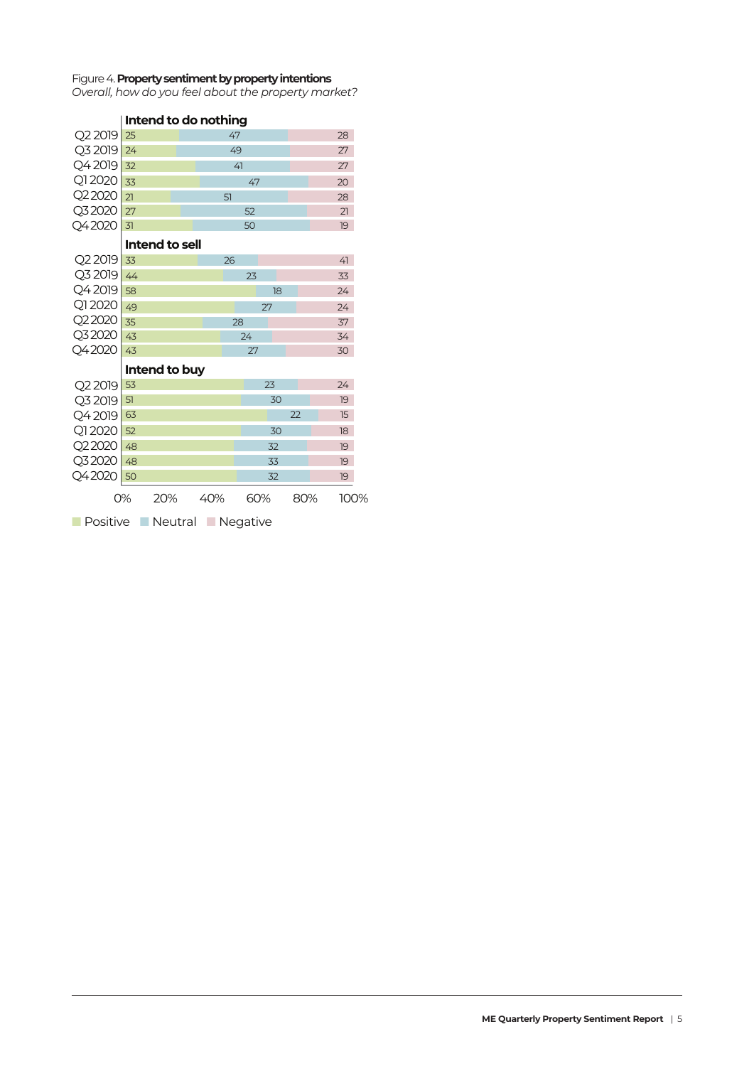Figure 4. **Property sentiment by property intentions**
*Overall, how do you feel about the property market?*

| | Positive | Neutral | Negative |
|---|---|---|---|
| **Intend to do nothing** | | | |
| Q2 2019 | 25 | 47 | 28 |
| Q3 2019 | 24 | 49 | 27 |
| Q4 2019 | 32 | 41 | 27 |
| Q1 2020 | 33 | 47 | 20 |
| Q2 2020 | 21 | 51 | 28 |
| Q3 2020 | 27 | 52 | 21 |
| Q4 2020 | 31 | 50 | 19 |
| **Intend to sell** | | | |
| Q2 2019 | 33 | 26 | 41 |
| Q3 2019 | 44 | 23 | 33 |
| Q4 2019 | 58 | 18 | 24 |
| Q1 2020 | 49 | 27 | 24 |
| Q2 2020 | 35 | 28 | 37 |
| Q3 2020 | 43 | 24 | 34 |
| Q4 2020 | 43 | 27 | 30 |
| **Intend to buy** | | | |
| Q2 2019 | 53 | 23 | 24 |
| Q3 2019 | 51 | 30 | 19 |
| Q4 2019 | 63 | 22 | 15 |
| Q1 2020 | 52 | 30 | 18 |
| Q2 2020 | 48 | 32 | 19 |
| Q3 2020 | 48 | 33 | 19 |
| Q4 2020 | 50 | 32 | 19 |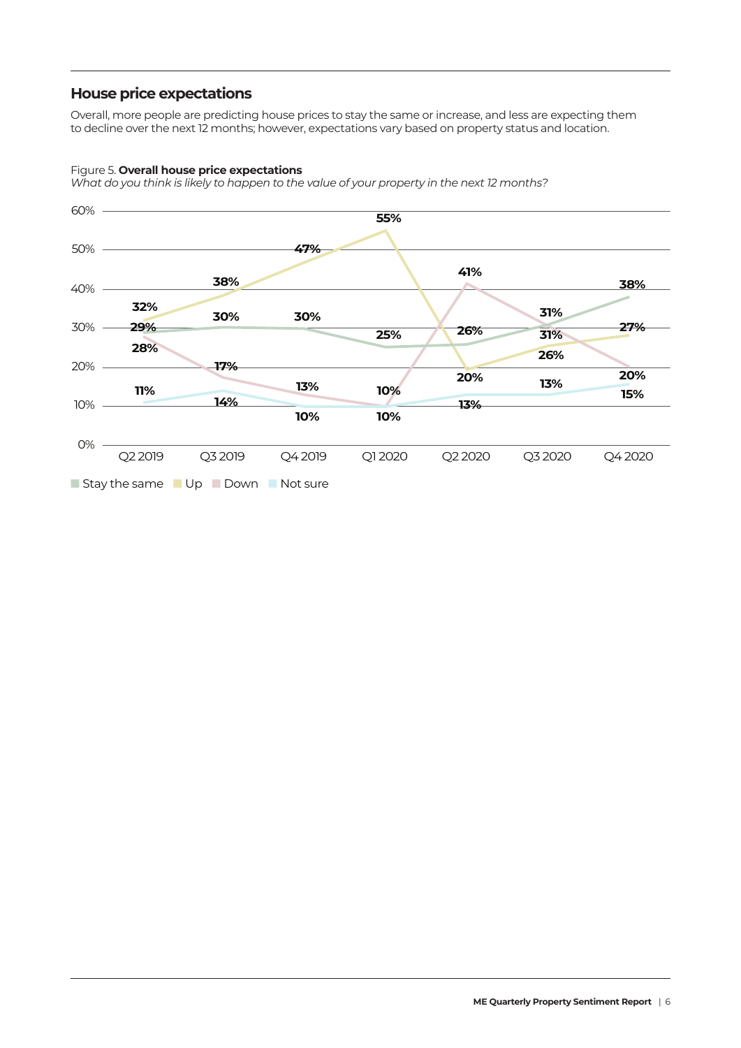## House price expectations

Overall, more people are predicting house prices to stay the same or increase, and less are expecting them to decline over the next 12 months; however, expectations vary based on property status and location.

Figure 5. **Overall house price expectations**

*What do you think is likely to happen to the value of your property in the next 12 months?*

| | Q2 2019 | Q3 2019 | Q4 2019 | Q1 2020 | Q2 2020 | Q3 2020 | Q4 2020 |
|---|---|---|---|---|---|---|---|
| Stay the same | 29% | 30% | 30% | 25% | 26% | 31% | 38% |
| Up | 32% | 38% | 47% | 55% | 20% | 26% | 27% |
| Down | 28% | 17% | 13% | 10% | 41% | 31% | 20% |
| Not sure | 11% | 14% | 10% | 10% | 13% | 13% | 15% |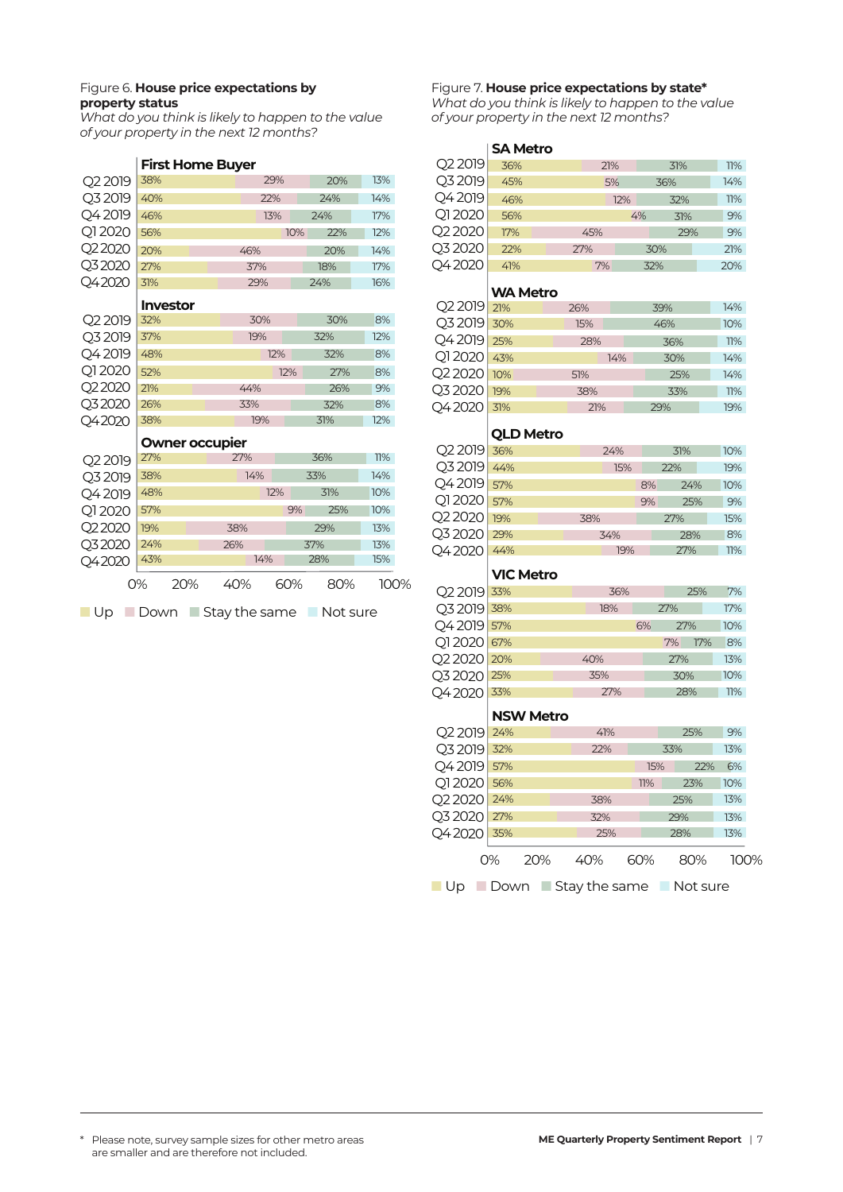Figure 6. **House price expectations by property status**
*What do you think is likely to happen to the value of your property in the next 12 months?*

**First Home Buyer**

| Quarter | Up | Down | Stay the same | Not sure |
|---|---|---|---|---|
| Q2 2019 | 38% | 29% | 20% | 13% |
| Q3 2019 | 40% | 22% | 24% | 14% |
| Q4 2019 | 46% | 13% | 24% | 17% |
| Q1 2020 | 56% | 10% | 22% | 12% |
| Q2 2020 | 20% | 46% | 20% | 14% |
| Q3 2020 | 27% | 37% | 18% | 17% |
| Q4 2020 | 31% | 29% | 24% | 16% |

**Investor**

| Quarter | Up | Down | Stay the same | Not sure |
|---|---|---|---|---|
| Q2 2019 | 32% | 30% | 30% | 8% |
| Q3 2019 | 37% | 19% | 32% | 12% |
| Q4 2019 | 48% | 12% | 32% | 8% |
| Q1 2020 | 52% | 12% | 27% | 8% |
| Q2 2020 | 21% | 44% | 26% | 9% |
| Q3 2020 | 26% | 33% | 32% | 8% |
| Q4 2020 | 38% | 19% | 31% | 12% |

**Owner occupier**

| Quarter | Up | Down | Stay the same | Not sure |
|---|---|---|---|---|
| Q2 2019 | 27% | 27% | 36% | 11% |
| Q3 2019 | 38% | 14% | 33% | 14% |
| Q4 2019 | 48% | 12% | 31% | 10% |
| Q1 2020 | 57% | 9% | 25% | 10% |
| Q2 2020 | 19% | 38% | 29% | 13% |
| Q3 2020 | 24% | 26% | 37% | 13% |
| Q4 2020 | 43% | 14% | 28% | 15% |

Figure 7. **House price expectations by state***
*What do you think is likely to happen to the value of your property in the next 12 months?*

**SA Metro**

| Quarter | Up | Down | Stay the same | Not sure |
|---|---|---|---|---|
| Q2 2019 | 36% | 21% | 31% | 11% |
| Q3 2019 | 45% | 5% | 36% | 14% |
| Q4 2019 | 46% | 12% | 32% | 11% |
| Q1 2020 | 56% | 4% | 31% | 9% |
| Q2 2020 | 17% | 45% | 29% | 9% |
| Q3 2020 | 22% | 27% | 30% | 21% |
| Q4 2020 | 41% | 7% | 32% | 20% |

**WA Metro**

| Quarter | Up | Down | Stay the same | Not sure |
|---|---|---|---|---|
| Q2 2019 | 21% | 26% | 39% | 14% |
| Q3 2019 | 30% | 15% | 46% | 10% |
| Q4 2019 | 25% | 28% | 36% | 11% |
| Q1 2020 | 43% | 14% | 30% | 14% |
| Q2 2020 | 10% | 51% | 25% | 14% |
| Q3 2020 | 19% | 38% | 33% | 11% |
| Q4 2020 | 31% | 21% | 29% | 19% |

**QLD Metro**

| Quarter | Up | Down | Stay the same | Not sure |
|---|---|---|---|---|
| Q2 2019 | 36% | 24% | 31% | 10% |
| Q3 2019 | 44% | 15% | 22% | 19% |
| Q4 2019 | 57% | 8% | 24% | 10% |
| Q1 2020 | 57% | 9% | 25% | 9% |
| Q2 2020 | 19% | 38% | 27% | 15% |
| Q3 2020 | 29% | 34% | 28% | 8% |
| Q4 2020 | 44% | 19% | 27% | 11% |

**VIC Metro**

| Quarter | Up | Down | Stay the same | Not sure |
|---|---|---|---|---|
| Q2 2019 | 33% | 36% | 25% | 7% |
| Q3 2019 | 38% | 18% | 27% | 17% |
| Q4 2019 | 57% | 6% | 27% | 10% |
| Q1 2020 | 67% | 7% | 17% | 8% |
| Q2 2020 | 20% | 40% | 27% | 13% |
| Q3 2020 | 25% | 35% | 30% | 10% |
| Q4 2020 | 33% | 27% | 28% | 11% |

**NSW Metro**

| Quarter | Up | Down | Stay the same | Not sure |
|---|---|---|---|---|
| Q2 2019 | 24% | 41% | 25% | 9% |
| Q3 2019 | 32% | 22% | 33% | 13% |
| Q4 2019 | 57% | 15% | 22% | 6% |
| Q1 2020 | 56% | 11% | 23% | 10% |
| Q2 2020 | 24% | 38% | 25% | 13% |
| Q3 2020 | 27% | 32% | 29% | 13% |
| Q4 2020 | 35% | 25% | 28% | 13% |

\* Please note, survey sample sizes for other metro areas are smaller and are therefore not included.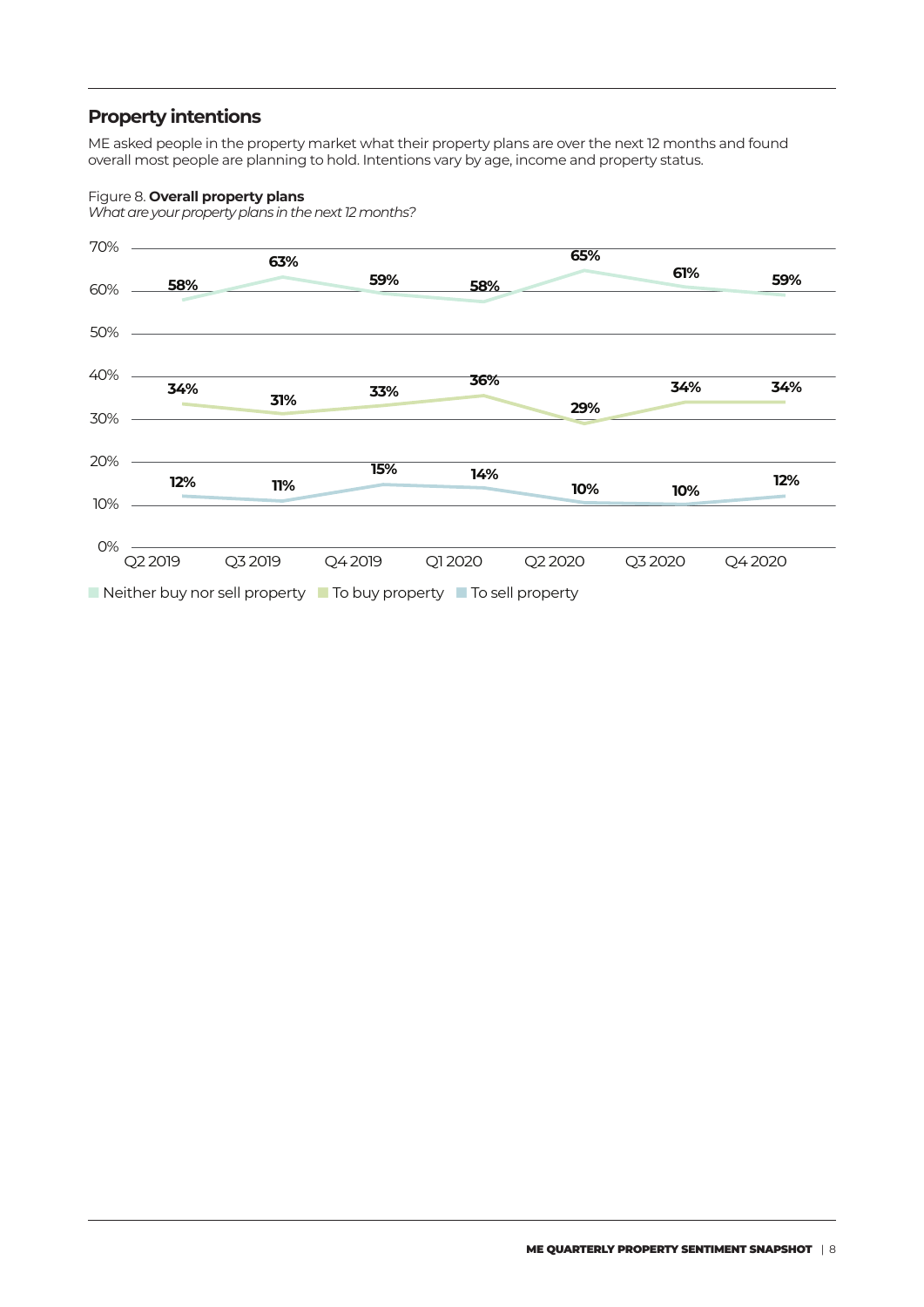## Property intentions

ME asked people in the property market what their property plans are over the next 12 months and found overall most people are planning to hold. Intentions vary by age, income and property status.

Figure 8. **Overall property plans**

*What are your property plans in the next 12 months?*

| | Q2 2019 | Q3 2019 | Q4 2019 | Q1 2020 | Q2 2020 | Q3 2020 | Q4 2020 |
|---|---|---|---|---|---|---|---|
| Neither buy nor sell property | 58% | 63% | 59% | 58% | 65% | 61% | 59% |
| To buy property | 34% | 31% | 33% | 36% | 29% | 34% | 34% |
| To sell property | 12% | 11% | 15% | 14% | 10% | 10% | 12% |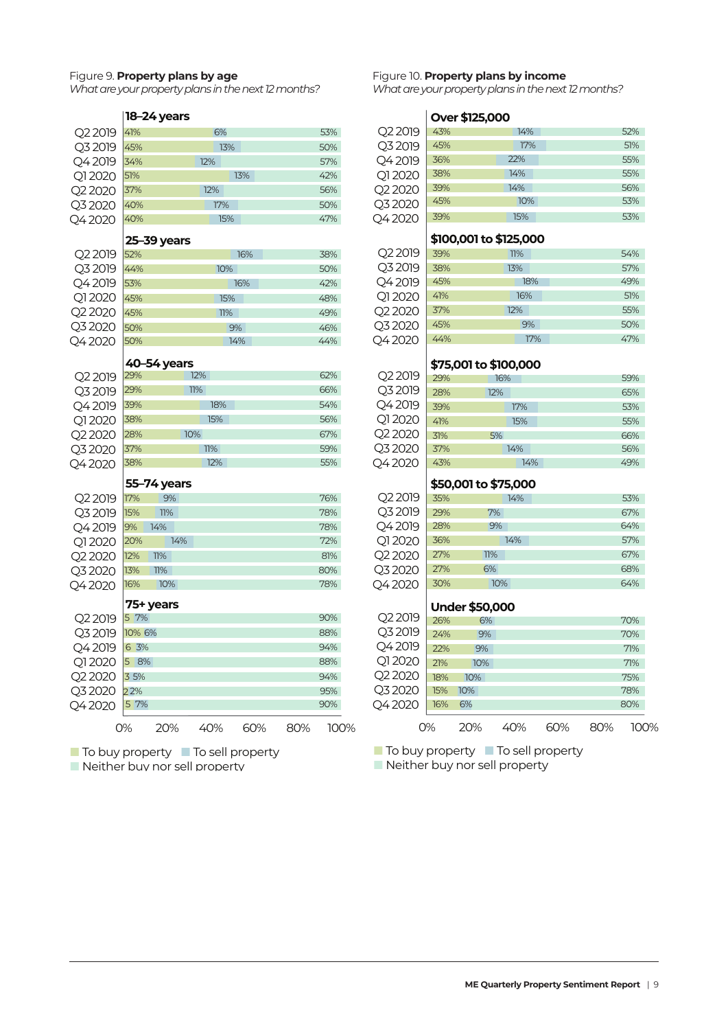Figure 9. **Property plans by age**

*What are your property plans in the next 12 months?*

| Age group | Quarter | To buy property | To sell property | Neither buy nor sell property |
|---|---|---|---|---|
| 18–24 years | Q2 2019 | 41% | 6% | 53% |
| | Q3 2019 | 45% | 13% | 50% |
| | Q4 2019 | 34% | 12% | 57% |
| | Q1 2020 | 51% | 13% | 42% |
| | Q2 2020 | 37% | 12% | 56% |
| | Q3 2020 | 40% | 17% | 50% |
| | Q4 2020 | 40% | 15% | 47% |
| 25–39 years | Q2 2019 | 52% | 16% | 38% |
| | Q3 2019 | 44% | 10% | 50% |
| | Q4 2019 | 53% | 16% | 42% |
| | Q1 2020 | 45% | 15% | 48% |
| | Q2 2020 | 45% | 11% | 49% |
| | Q3 2020 | 50% | 9% | 46% |
| | Q4 2020 | 50% | 14% | 44% |
| 40–54 years | Q2 2019 | 29% | 12% | 62% |
| | Q3 2019 | 29% | 11% | 66% |
| | Q4 2019 | 39% | 18% | 54% |
| | Q1 2020 | 38% | 15% | 56% |
| | Q2 2020 | 28% | 10% | 67% |
| | Q3 2020 | 37% | 11% | 59% |
| | Q4 2020 | 38% | 12% | 55% |
| 55–74 years | Q2 2019 | 17% | 9% | 76% |
| | Q3 2019 | 15% | 11% | 78% |
| | Q4 2019 | 9% | 14% | 78% |
| | Q1 2020 | 20% | 14% | 72% |
| | Q2 2020 | 12% | 11% | 81% |
| | Q3 2020 | 13% | 11% | 80% |
| | Q4 2020 | 16% | 10% | 78% |
| 75+ years | Q2 2019 | 5 | 7% | 90% |
| | Q3 2019 | 10% | 6% | 88% |
| | Q4 2019 | 6 | 3% | 94% |
| | Q1 2020 | 5 | 8% | 88% |
| | Q2 2020 | 3 | 5% | 94% |
| | Q3 2020 | 2 | 2% | 95% |
| | Q4 2020 | 5 | 7% | 90% |

Figure 10. **Property plans by income**

*What are your property plans in the next 12 months?*

| Income group | Quarter | To buy property | To sell property | Neither buy nor sell property |
|---|---|---|---|---|
| Over $125,000 | Q2 2019 | 43% | 14% | 52% |
| | Q3 2019 | 45% | 17% | 51% |
| | Q4 2019 | 36% | 22% | 55% |
| | Q1 2020 | 38% | 14% | 55% |
| | Q2 2020 | 39% | 14% | 56% |
| | Q3 2020 | 45% | 10% | 53% |
| | Q4 2020 | 39% | 15% | 53% |
| $100,001 to $125,000 | Q2 2019 | 39% | 11% | 54% |
| | Q3 2019 | 38% | 13% | 57% |
| | Q4 2019 | 45% | 18% | 49% |
| | Q1 2020 | 41% | 16% | 51% |
| | Q2 2020 | 37% | 12% | 55% |
| | Q3 2020 | 45% | 9% | 50% |
| | Q4 2020 | 44% | 17% | 47% |
| $75,001 to $100,000 | Q2 2019 | 29% | 16% | 59% |
| | Q3 2019 | 28% | 12% | 65% |
| | Q4 2019 | 39% | 17% | 53% |
| | Q1 2020 | 41% | 15% | 55% |
| | Q2 2020 | 31% | 5% | 66% |
| | Q3 2020 | 37% | 14% | 56% |
| | Q4 2020 | 43% | 14% | 49% |
| $50,001 to $75,000 | Q2 2019 | 35% | 14% | 53% |
| | Q3 2019 | 29% | 7% | 67% |
| | Q4 2019 | 28% | 9% | 64% |
| | Q1 2020 | 36% | 14% | 57% |
| | Q2 2020 | 27% | 11% | 67% |
| | Q3 2020 | 27% | 6% | 68% |
| | Q4 2020 | 30% | 10% | 64% |
| Under $50,000 | Q2 2019 | 26% | 6% | 70% |
| | Q3 2019 | 24% | 9% | 70% |
| | Q4 2019 | 22% | 9% | 71% |
| | Q1 2020 | 21% | 10% | 71% |
| | Q2 2020 | 18% | 10% | 75% |
| | Q3 2020 | 15% | 10% | 78% |
| | Q4 2020 | 16% | 6% | 80% |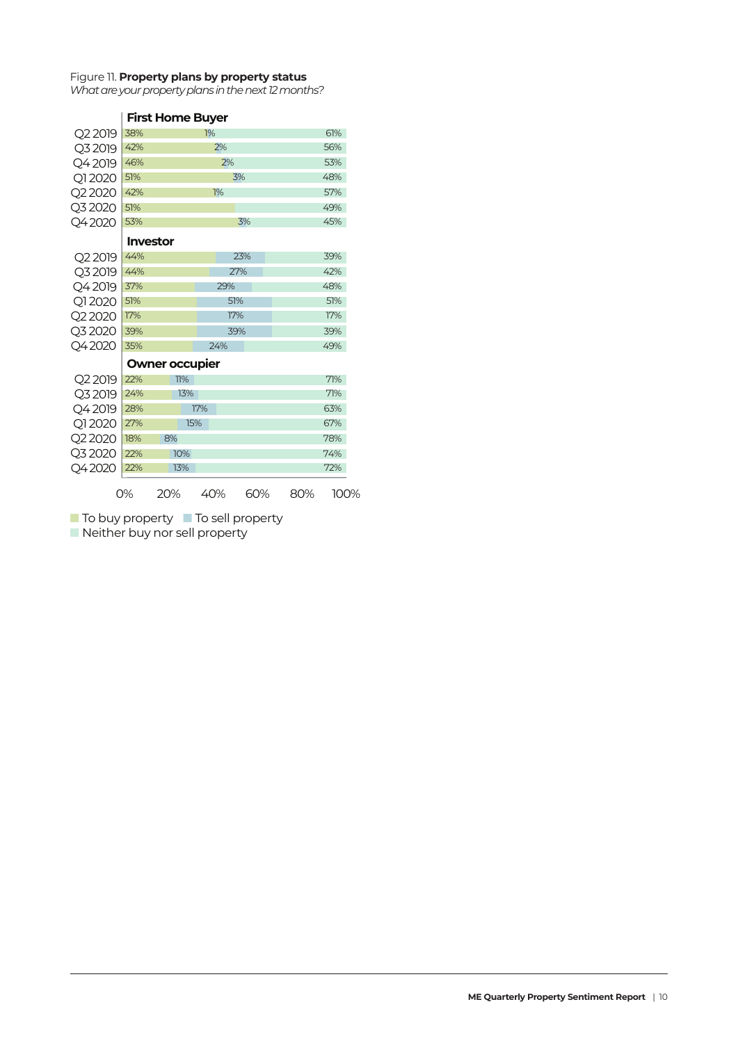Figure 11. **Property plans by property status**

*What are your property plans in the next 12 months?*

| | To buy property | To sell property | Neither buy nor sell property |
|---|---|---|---|
| **First Home Buyer** | | | |
| Q2 2019 | 38% | 1% | 61% |
| Q3 2019 | 42% | 2% | 56% |
| Q4 2019 | 46% | 2% | 53% |
| Q1 2020 | 51% | 3% | 48% |
| Q2 2020 | 42% | 1% | 57% |
| Q3 2020 | 51% | | 49% |
| Q4 2020 | 53% | 3% | 45% |
| **Investor** | | | |
| Q2 2019 | 44% | 23% | 39% |
| Q3 2019 | 44% | 27% | 42% |
| Q4 2019 | 37% | 29% | 48% |
| Q1 2020 | 51% | 51% | 51% |
| Q2 2020 | 17% | 17% | 17% |
| Q3 2020 | 39% | 39% | 39% |
| Q4 2020 | 35% | 24% | 49% |
| **Owner occupier** | | | |
| Q2 2019 | 22% | 11% | 71% |
| Q3 2019 | 24% | 13% | 71% |
| Q4 2019 | 28% | 17% | 63% |
| Q1 2020 | 27% | 15% | 67% |
| Q2 2020 | 18% | 8% | 78% |
| Q3 2020 | 22% | 10% | 74% |
| Q4 2020 | 22% | 13% | 72% |

0% 20% 40% 60% 80% 100%

To buy property | To sell property | Neither buy nor sell property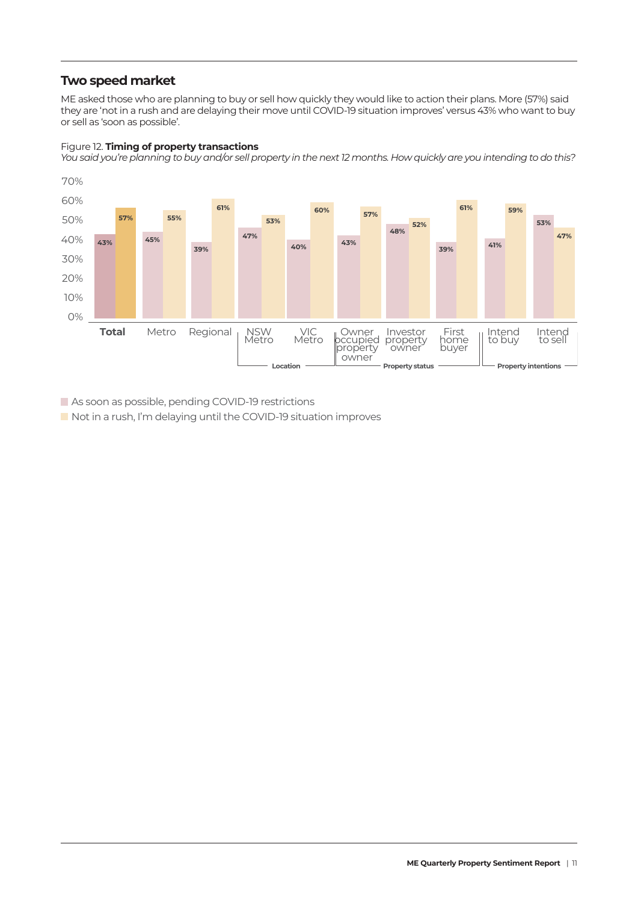## Two speed market

ME asked those who are planning to buy or sell how quickly they would like to action their plans. More (57%) said they are 'not in a rush and are delaying their move until COVID-19 situation improves' versus 43% who want to buy or sell as 'soon as possible'.

Figure 12. **Timing of property transactions**

*You said you're planning to buy and/or sell property in the next 12 months. How quickly are you intending to do this?*

| | | As soon as possible, pending COVID-19 restrictions | Not in a rush, I'm delaying until the COVID-19 situation improves |
|---|---|---|---|
| **Total** | | 43% | 57% |
| | Metro | 45% | 55% |
| | Regional | 39% | 61% |
| Location | NSW Metro | 47% | 53% |
| | VIC Metro | 40% | 60% |
| Property status | Owner occupied property owner | 43% | 57% |
| | Investor property owner | 48% | 52% |
| | First home buyer | 39% | 61% |
| Property intentions | Intend to buy | 41% | 59% |
| | Intend to sell | 53% | 47% |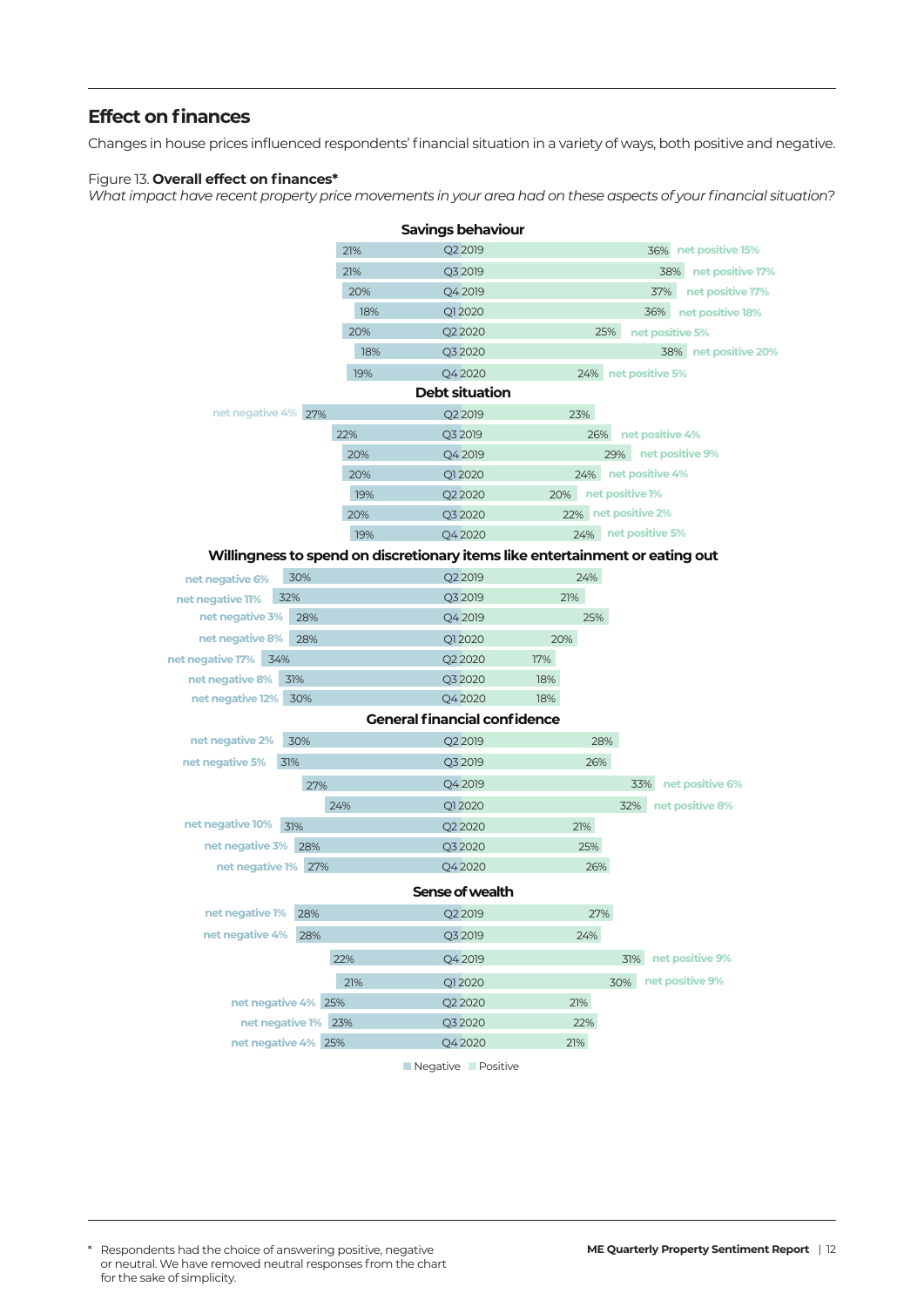## Effect on finances

Changes in house prices influenced respondents' financial situation in a variety of ways, both positive and negative.

Figure 13. **Overall effect on finances***

*What impact have recent property price movements in your area had on these aspects of your financial situation?*

**Savings behaviour**

| Quarter | Negative | Positive | Net |
|---|---|---|---|
| Q2 2019 | 21% | 36% | net positive 15% |
| Q3 2019 | 21% | 38% | net positive 17% |
| Q4 2019 | 20% | 37% | net positive 17% |
| Q1 2020 | 18% | 36% | net positive 18% |
| Q2 2020 | 20% | 25% | net positive 5% |
| Q3 2020 | 18% | 38% | net positive 20% |
| Q4 2020 | 19% | 24% | net positive 5% |

**Debt situation**

| Quarter | Negative | Positive | Net |
|---|---|---|---|
| Q2 2019 | 27% | 23% | net negative 4% |
| Q3 2019 | 22% | 26% | net positive 4% |
| Q4 2019 | 20% | 29% | net positive 9% |
| Q1 2020 | 20% | 24% | net positive 4% |
| Q2 2020 | 19% | 20% | net positive 1% |
| Q3 2020 | 20% | 22% | net positive 2% |
| Q4 2020 | 19% | 24% | net positive 5% |

**Willingness to spend on discretionary items like entertainment or eating out**

| Quarter | Negative | Positive | Net |
|---|---|---|---|
| Q2 2019 | 30% | 24% | net negative 6% |
| Q3 2019 | 32% | 21% | net negative 11% |
| Q4 2019 | 28% | 25% | net negative 3% |
| Q1 2020 | 28% | 20% | net negative 8% |
| Q2 2020 | 34% | 17% | net negative 17% |
| Q3 2020 | 31% | 18% | net negative 8% |
| Q4 2020 | 30% | 18% | net negative 12% |

**General financial confidence**

| Quarter | Negative | Positive | Net |
|---|---|---|---|
| Q2 2019 | 30% | 28% | net negative 2% |
| Q3 2019 | 31% | 26% | net negative 5% |
| Q4 2019 | 27% | 33% | net positive 6% |
| Q1 2020 | 24% | 32% | net positive 8% |
| Q2 2020 | 31% | 21% | net negative 10% |
| Q3 2020 | 28% | 25% | net negative 3% |
| Q4 2020 | 27% | 26% | net negative 1% |

**Sense of wealth**

| Quarter | Negative | Positive | Net |
|---|---|---|---|
| Q2 2019 | 28% | 27% | net negative 1% |
| Q3 2019 | 28% | 24% | net negative 4% |
| Q4 2019 | 22% | 31% | net positive 9% |
| Q1 2020 | 21% | 30% | net positive 9% |
| Q2 2020 | 25% | 21% | net negative 4% |
| Q3 2020 | 23% | 22% | net negative 1% |
| Q4 2020 | 25% | 21% | net negative 4% |

Negative / Positive

\* Respondents had the choice of answering positive, negative or neutral. We have removed neutral responses from the chart for the sake of simplicity.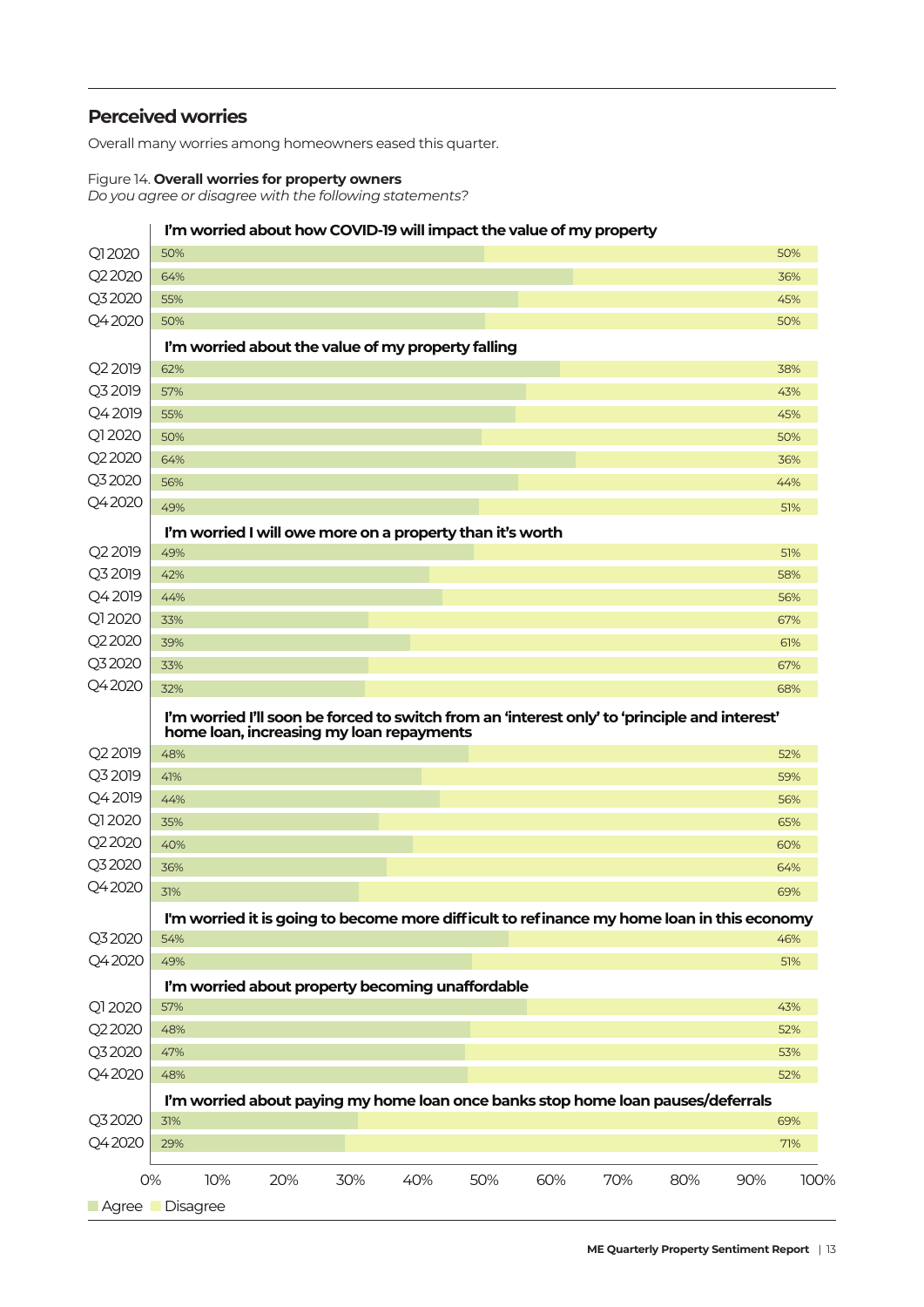## Perceived worries

Overall many worries among homeowners eased this quarter.

Figure 14. **Overall worries for property owners**

*Do you agree or disagree with the following statements?*

**I'm worried about how COVID-19 will impact the value of my property**

| Quarter | Agree | Disagree |
|---|---|---|
| Q1 2020 | 50% | 50% |
| Q2 2020 | 64% | 36% |
| Q3 2020 | 55% | 45% |
| Q4 2020 | 50% | 50% |

**I'm worried about the value of my property falling**

| Quarter | Agree | Disagree |
|---|---|---|
| Q2 2019 | 62% | 38% |
| Q3 2019 | 57% | 43% |
| Q4 2019 | 55% | 45% |
| Q1 2020 | 50% | 50% |
| Q2 2020 | 64% | 36% |
| Q3 2020 | 56% | 44% |
| Q4 2020 | 49% | 51% |

**I'm worried I will owe more on a property than it's worth**

| Quarter | Agree | Disagree |
|---|---|---|
| Q2 2019 | 49% | 51% |
| Q3 2019 | 42% | 58% |
| Q4 2019 | 44% | 56% |
| Q1 2020 | 33% | 67% |
| Q2 2020 | 39% | 61% |
| Q3 2020 | 33% | 67% |
| Q4 2020 | 32% | 68% |

**I'm worried I'll soon be forced to switch from an 'interest only' to 'principle and interest' home loan, increasing my loan repayments**

| Quarter | Agree | Disagree |
|---|---|---|
| Q2 2019 | 48% | 52% |
| Q3 2019 | 41% | 59% |
| Q4 2019 | 44% | 56% |
| Q1 2020 | 35% | 65% |
| Q2 2020 | 40% | 60% |
| Q3 2020 | 36% | 64% |
| Q4 2020 | 31% | 69% |

**I'm worried it is going to become more difficult to refinance my home loan in this economy**

| Quarter | Agree | Disagree |
|---|---|---|
| Q3 2020 | 54% | 46% |
| Q4 2020 | 49% | 51% |

**I'm worried about property becoming unaffordable**

| Quarter | Agree | Disagree |
|---|---|---|
| Q1 2020 | 57% | 43% |
| Q2 2020 | 48% | 52% |
| Q3 2020 | 47% | 53% |
| Q4 2020 | 48% | 52% |

**I'm worried about paying my home loan once banks stop home loan pauses/deferrals**

| Quarter | Agree | Disagree |
|---|---|---|
| Q3 2020 | 31% | 69% |
| Q4 2020 | 29% | 71% |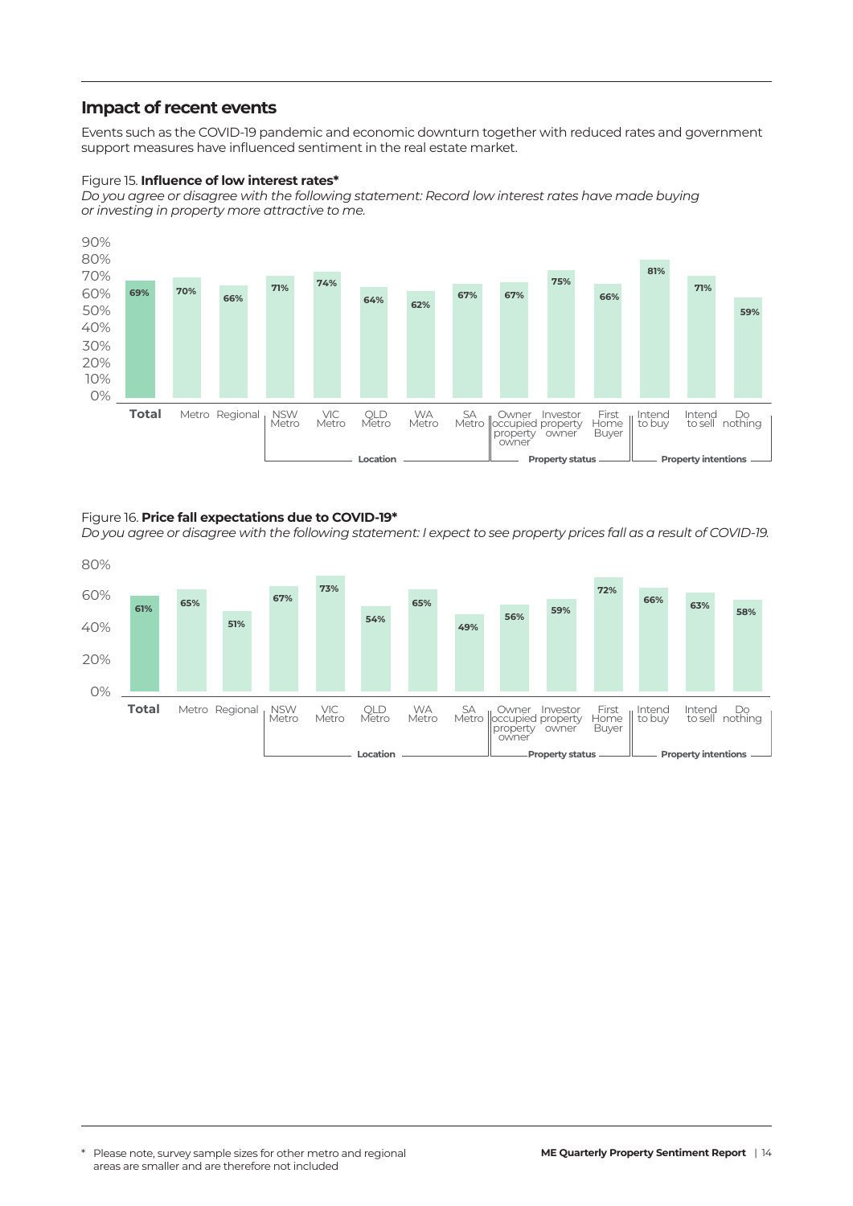## Impact of recent events

Events such as the COVID-19 pandemic and economic downturn together with reduced rates and government support measures have influenced sentiment in the real estate market.

Figure 15. **Influence of low interest rates***

*Do you agree or disagree with the following statement: Record low interest rates have made buying or investing in property more attractive to me.*

| Group | Category | % |
|---|---|---|
| | **Total** | 69% |
| | Metro | 70% |
| | Regional | 66% |
| Location | NSW Metro | 71% |
| | VIC Metro | 74% |
| | QLD Metro | 64% |
| | WA Metro | 62% |
| | SA Metro | 67% |
| Property status | Owner occupied property owner | 67% |
| | Investor property owner | 75% |
| | First Home Buyer | 66% |
| Property intentions | Intend to buy | 81% |
| | Intend to sell | 71% |
| | Do nothing | 59% |

Figure 16. **Price fall expectations due to COVID-19***

*Do you agree or disagree with the following statement: I expect to see property prices fall as a result of COVID-19.*

| Group | Category | % |
|---|---|---|
| | **Total** | 61% |
| | Metro | 65% |
| | Regional | 51% |
| Location | NSW Metro | 67% |
| | VIC Metro | 73% |
| | QLD Metro | 54% |
| | WA Metro | 65% |
| | SA Metro | 49% |
| Property status | Owner occupied property owner | 56% |
| | Investor property owner | 59% |
| | First Home Buyer | 72% |
| Property intentions | Intend to buy | 66% |
| | Intend to sell | 63% |
| | Do nothing | 58% |

\* Please note, survey sample sizes for other metro and regional areas are smaller and are therefore not included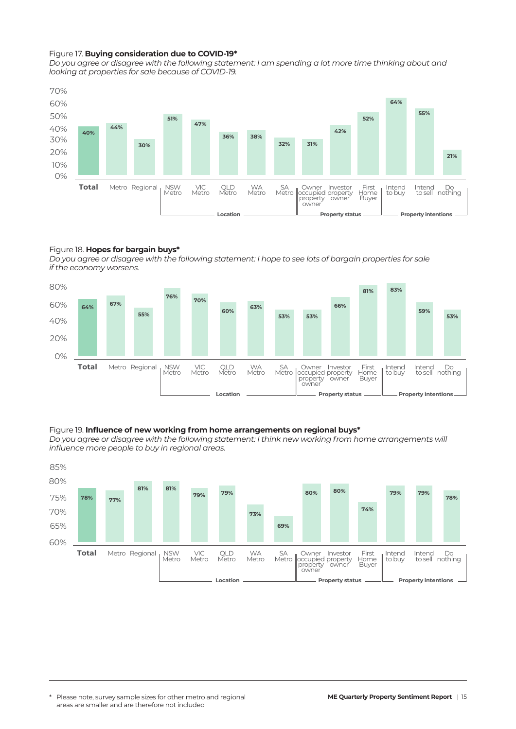Figure 17. **Buying consideration due to COVID-19***

*Do you agree or disagree with the following statement: I am spending a lot more time thinking about and looking at properties for sale because of COVID-19.*

| | | Location | | | | | | Property status | | | Property intentions | | |
|---|---|---|---|---|---|---|---|---|---|---|---|---|---|
| **Total** | Metro | Regional | NSW Metro | VIC Metro | QLD Metro | WA Metro | SA Metro | Owner occupied property owner | Investor property owner | First Home Buyer | Intend to buy | Intend to sell | Do nothing |
| 40% | 44% | 30% | 51% | 47% | 36% | 38% | 32% | 31% | 42% | 52% | 64% | 55% | 21% |

Figure 18. **Hopes for bargain buys***

*Do you agree or disagree with the following statement: I hope to see lots of bargain properties for sale if the economy worsens.*

| | | Location | | | | | | Property status | | | Property intentions | | |
|---|---|---|---|---|---|---|---|---|---|---|---|---|---|
| **Total** | Metro | Regional | NSW Metro | VIC Metro | QLD Metro | WA Metro | SA Metro | Owner occupied property owner | Investor property owner | First Home Buyer | Intend to buy | Intend to sell | Do nothing |
| 64% | 67% | 55% | 76% | 70% | 60% | 63% | 53% | 53% | 66% | 81% | 83% | 59% | 53% |

Figure 19. **Influence of new working from home arrangements on regional buys***

*Do you agree or disagree with the following statement: I think new working from home arrangements will influence more people to buy in regional areas.*

| | | Location | | | | | | Property status | | | Property intentions | | |
|---|---|---|---|---|---|---|---|---|---|---|---|---|---|
| **Total** | Metro | Regional | NSW Metro | VIC Metro | QLD Metro | WA Metro | SA Metro | Owner occupied property owner | Investor property owner | First Home Buyer | Intend to buy | Intend to sell | Do nothing |
| 78% | 77% | 81% | 81% | 79% | 79% | 73% | 69% | 80% | 80% | 74% | 79% | 79% | 78% |

\* Please note, survey sample sizes for other metro and regional areas are smaller and are therefore not included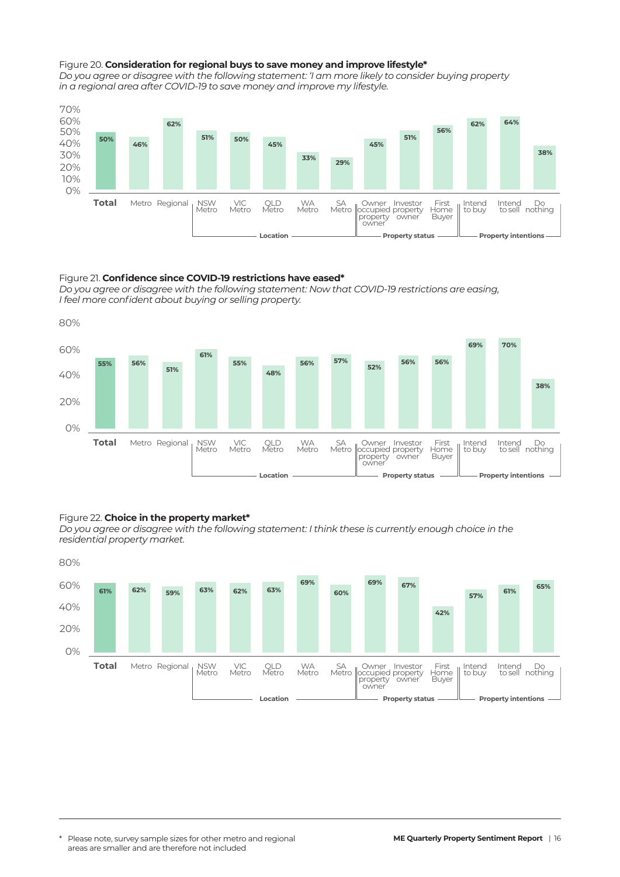Figure 20. **Consideration for regional buys to save money and improve lifestyle***

*Do you agree or disagree with the following statement: 'I am more likely to consider buying property in a regional area after COVID-19 to save money and improve my lifestyle.*

| | Total | Metro | Regional | NSW Metro | VIC Metro | QLD Metro | WA Metro | SA Metro | Owner occupied property owner | Investor property owner | First Home Buyer | Intend to buy | Intend to sell | Do nothing |
|---|---|---|---|---|---|---|---|---|---|---|---|---|---|---|
| | | | | Location | | | | | Property status | | | Property intentions | | |
| Agree | 50% | 46% | 62% | 51% | 50% | 45% | 33% | 29% | 45% | 51% | 56% | 62% | 64% | 38% |

Figure 21. **Confidence since COVID-19 restrictions have eased***

*Do you agree or disagree with the following statement: Now that COVID-19 restrictions are easing, I feel more confident about buying or selling property.*

| | Total | Metro | Regional | NSW Metro | VIC Metro | QLD Metro | WA Metro | SA Metro | Owner occupied property owner | Investor property owner | First Home Buyer | Intend to buy | Intend to sell | Do nothing |
|---|---|---|---|---|---|---|---|---|---|---|---|---|---|---|
| | | | | Location | | | | | Property status | | | Property intentions | | |
| Agree | 55% | 56% | 51% | 61% | 55% | 48% | 56% | 57% | 52% | 56% | 56% | 69% | 70% | 38% |

Figure 22. **Choice in the property market***

*Do you agree or disagree with the following statement: I think these is currently enough choice in the residential property market.*

| | Total | Metro | Regional | NSW Metro | VIC Metro | QLD Metro | WA Metro | SA Metro | Owner occupied property owner | Investor property owner | First Home Buyer | Intend to buy | Intend to sell | Do nothing |
|---|---|---|---|---|---|---|---|---|---|---|---|---|---|---|
| | | | | Location | | | | | Property status | | | Property intentions | | |
| Agree | 61% | 62% | 59% | 63% | 62% | 63% | 69% | 60% | 69% | 67% | 42% | 57% | 61% | 65% |

\* Please note, survey sample sizes for other metro and regional areas are smaller and are therefore not included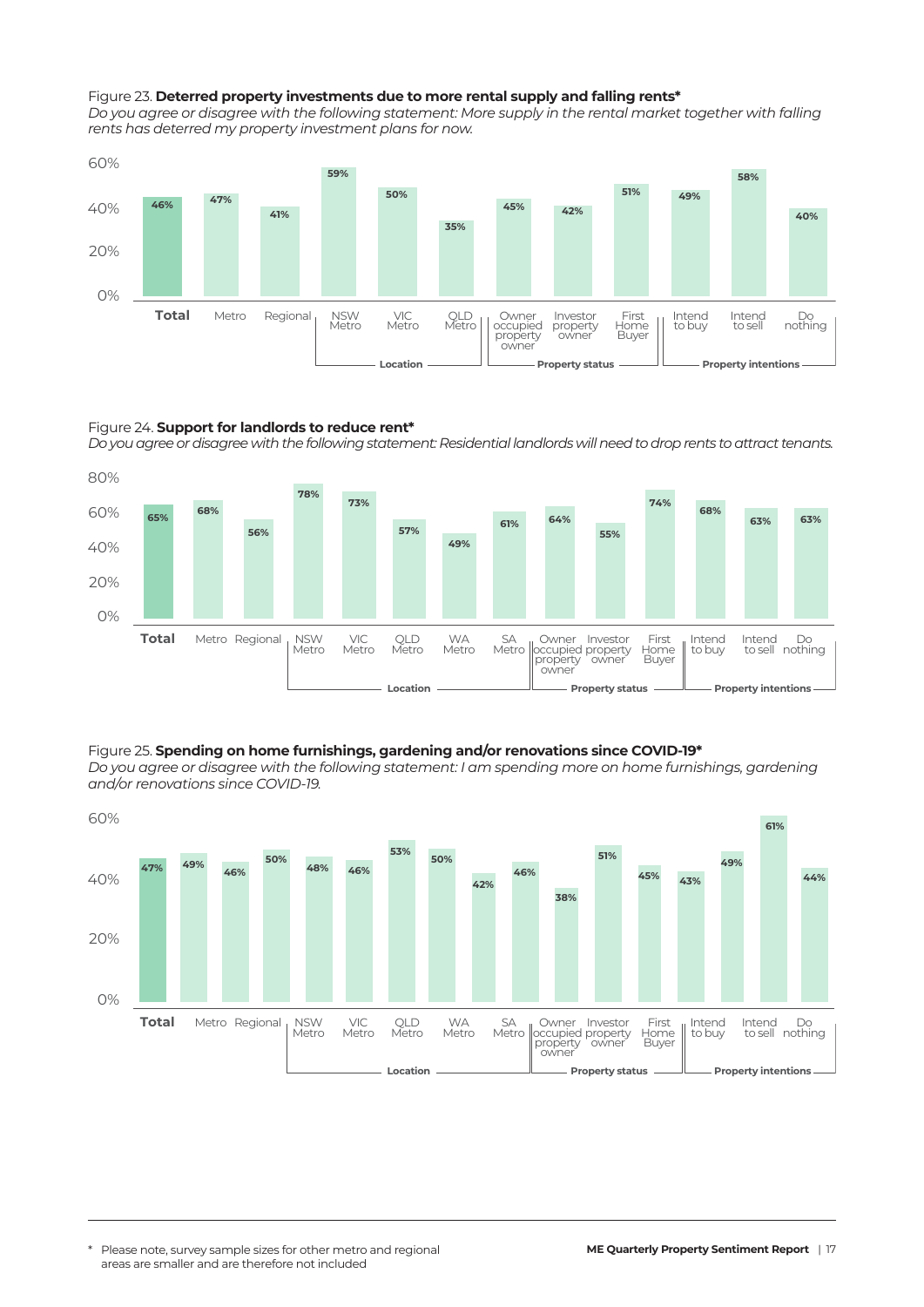Figure 23. **Deterred property investments due to more rental supply and falling rents***

*Do you agree or disagree with the following statement: More supply in the rental market together with falling rents has deterred my property investment plans for now.*

| Total | Metro | Regional | NSW Metro | VIC Metro | QLD Metro | Owner occupied property owner | Investor property owner | First Home Buyer | Intend to buy | Intend to sell | Do nothing |
|---|---|---|---|---|---|---|---|---|---|---|---|
| 46% | 47% | 41% | 59% | 50% | 35% | 45% | 42% | 51% | 49% | 58% | 40% |

Location: NSW Metro, VIC Metro, QLD Metro. Property status: Owner occupied property owner, Investor property owner, First Home Buyer. Property intentions: Intend to buy, Intend to sell, Do nothing.

Figure 24. **Support for landlords to reduce rent***

*Do you agree or disagree with the following statement: Residential landlords will need to drop rents to attract tenants.*

| Total | Metro | Regional | NSW Metro | VIC Metro | QLD Metro | WA Metro | SA Metro | Owner occupied property owner | Investor property owner | First Home Buyer | Intend to buy | Intend to sell | Do nothing |
|---|---|---|---|---|---|---|---|---|---|---|---|---|---|
| 65% | 68% | 56% | 78% | 73% | 57% | 49% | 61% | 64% | 55% | 74% | 68% | 63% | 63% |

Location: NSW Metro, VIC Metro, QLD Metro, WA Metro, SA Metro. Property status: Owner occupied property owner, Investor property owner, First Home Buyer. Property intentions: Intend to buy, Intend to sell, Do nothing.

Figure 25. **Spending on home furnishings, gardening and/or renovations since COVID-19***

*Do you agree or disagree with the following statement: I am spending more on home furnishings, gardening and/or renovations since COVID-19.*

| Total | Metro | Regional | NSW Metro | VIC Metro | QLD Metro | WA Metro | SA Metro | Owner occupied property owner | Investor property owner | First Home Buyer | Intend to buy | Intend to sell | Do nothing |
|---|---|---|---|---|---|---|---|---|---|---|---|---|---|
| 47% | 49% | 46% | 50% | 48% | 46% | 53% | 50% | 42% | 46% | 38% | 51% | 45% | 43% | 49% | 61% | 44% |

Location: NSW Metro, VIC Metro, QLD Metro, WA Metro, SA Metro. Property status: Owner occupied property owner, Investor property owner, First Home Buyer. Property intentions: Intend to buy, Intend to sell, Do nothing.

\* Please note, survey sample sizes for other metro and regional areas are smaller and are therefore not included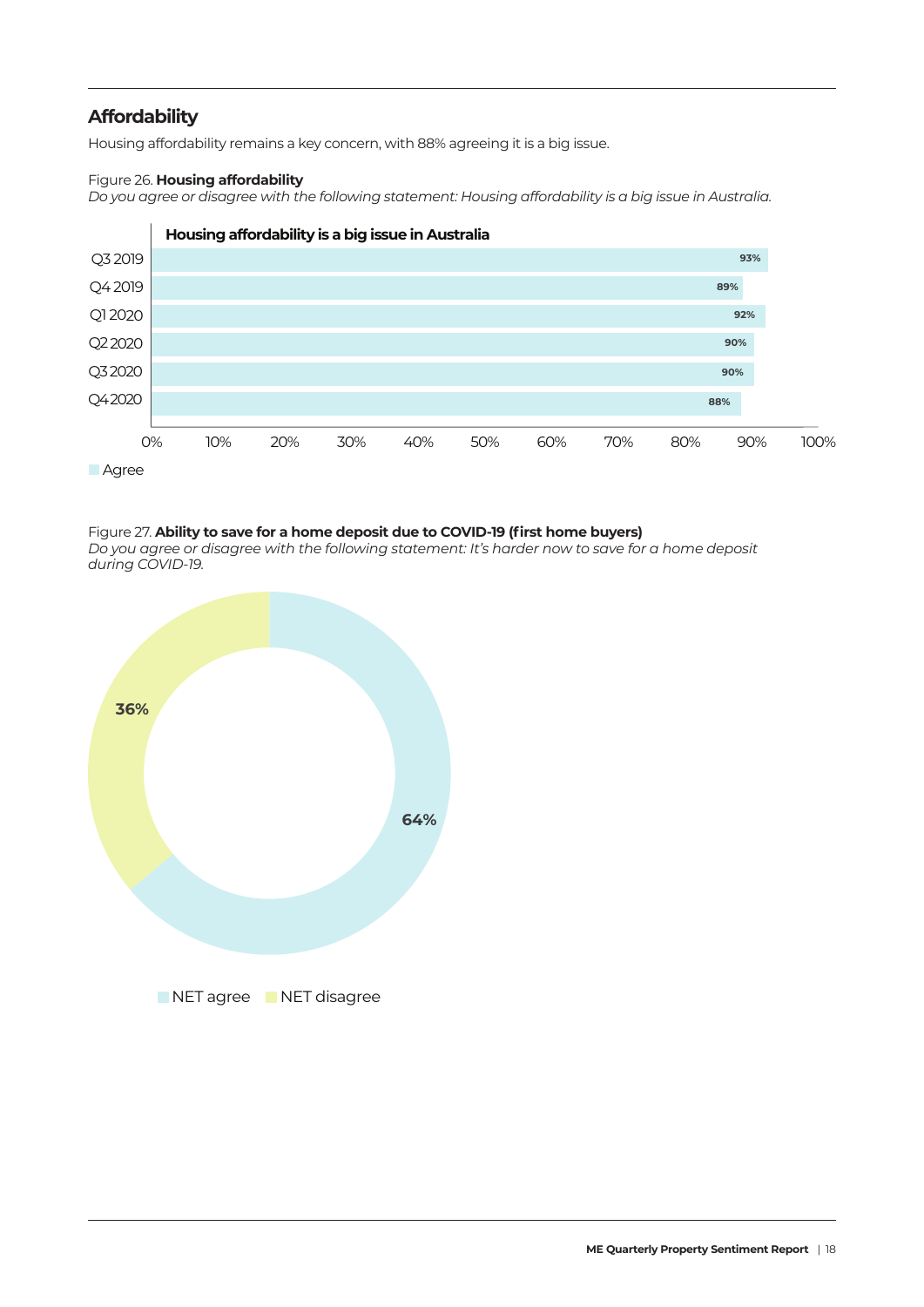## Affordability

Housing affordability remains a key concern, with 88% agreeing it is a big issue.

Figure 26. **Housing affordability**

*Do you agree or disagree with the following statement: Housing affordability is a big issue in Australia.*

Housing affordability is a big issue in Australia

Q3 2019 93%
Q4 2019 89%
Q1 2020 92%
Q2 2020 90%
Q3 2020 90%
Q4 2020 88%

0% 10% 20% 30% 40% 50% 60% 70% 80% 90% 100%

Agree

Figure 27. **Ability to save for a home deposit due to COVID-19 (first home buyers)**

*Do you agree or disagree with the following statement: It's harder now to save for a home deposit during COVID-19.*

36%

64%

NET agree NET disagree